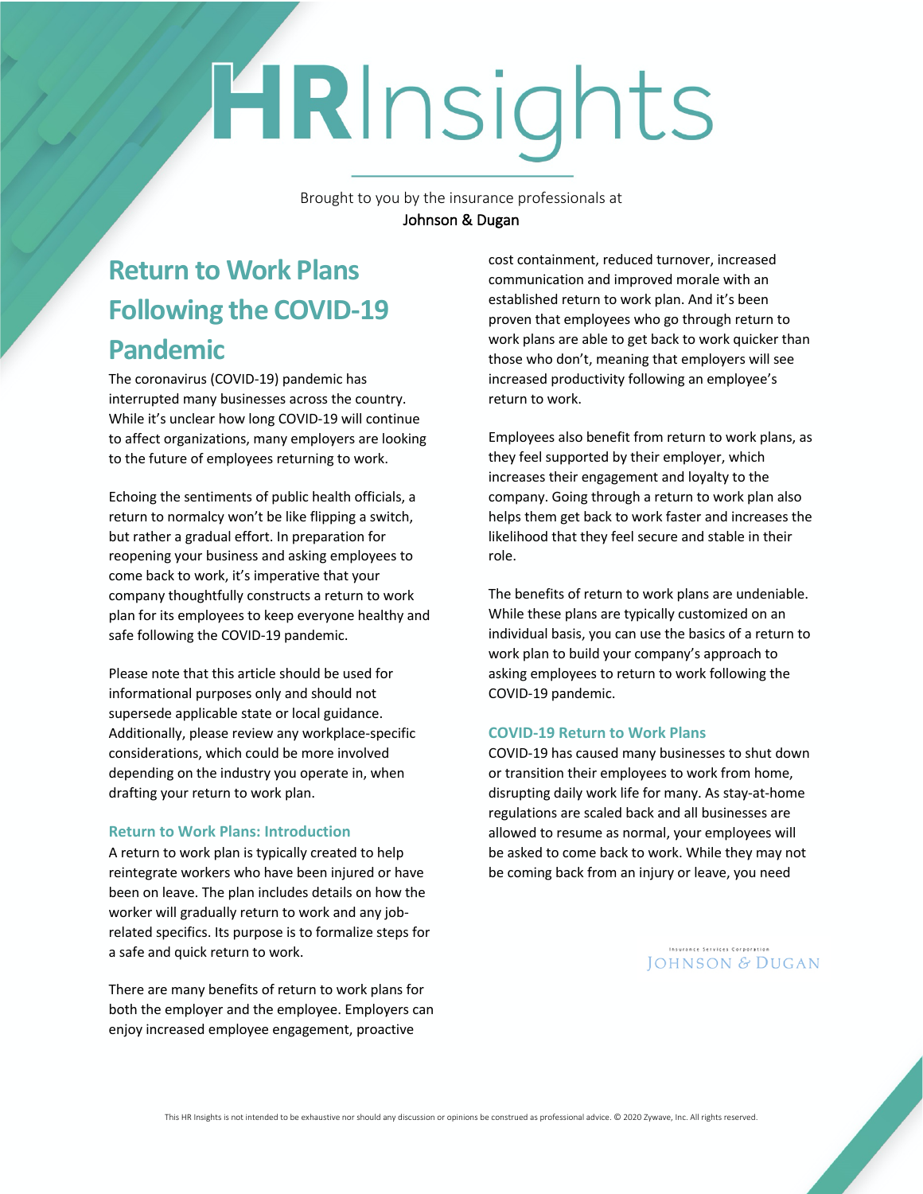# HRInsights

Brought to you by the insurance professionals at
Johnson & Dugan

## Return to Work Plans Following the COVID-19 Pandemic

The coronavirus (COVID-19) pandemic has interrupted many businesses across the country. While it's unclear how long COVID-19 will continue to affect organizations, many employers are looking to the future of employees returning to work.

Echoing the sentiments of public health officials, a return to normalcy won't be like flipping a switch, but rather a gradual effort. In preparation for reopening your business and asking employees to come back to work, it's imperative that your company thoughtfully constructs a return to work plan for its employees to keep everyone healthy and safe following the COVID-19 pandemic.

Please note that this article should be used for informational purposes only and should not supersede applicable state or local guidance. Additionally, please review any workplace-specific considerations, which could be more involved depending on the industry you operate in, when drafting your return to work plan.

### Return to Work Plans: Introduction

A return to work plan is typically created to help reintegrate workers who have been injured or have been on leave. The plan includes details on how the worker will gradually return to work and any job-related specifics. Its purpose is to formalize steps for a safe and quick return to work.

There are many benefits of return to work plans for both the employer and the employee. Employers can enjoy increased employee engagement, proactive cost containment, reduced turnover, increased communication and improved morale with an established return to work plan. And it's been proven that employees who go through return to work plans are able to get back to work quicker than those who don't, meaning that employers will see increased productivity following an employee's return to work.

Employees also benefit from return to work plans, as they feel supported by their employer, which increases their engagement and loyalty to the company. Going through a return to work plan also helps them get back to work faster and increases the likelihood that they feel secure and stable in their role.

The benefits of return to work plans are undeniable. While these plans are typically customized on an individual basis, you can use the basics of a return to work plan to build your company's approach to asking employees to return to work following the COVID-19 pandemic.

### COVID-19 Return to Work Plans

COVID-19 has caused many businesses to shut down or transition their employees to work from home, disrupting daily work life for many. As stay-at-home regulations are scaled back and all businesses are allowed to resume as normal, your employees will be asked to come back to work. While they may not be coming back from an injury or leave, you need

This HR Insights is not intended to be exhaustive nor should any discussion or opinions be construed as professional advice. © 2020 Zywave, Inc. All rights reserved.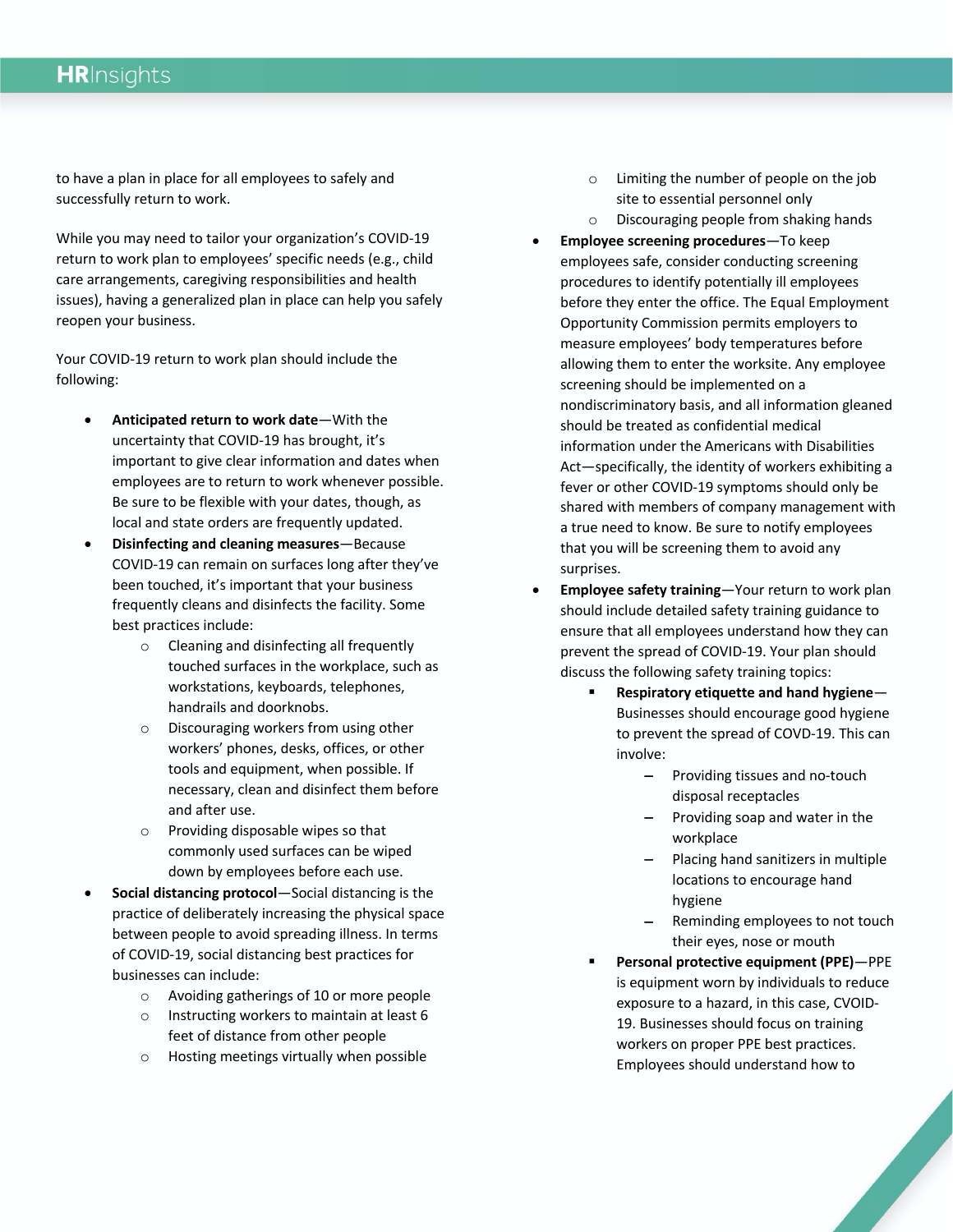to have a plan in place for all employees to safely and successfully return to work.

While you may need to tailor your organization's COVID-19 return to work plan to employees' specific needs (e.g., child care arrangements, caregiving responsibilities and health issues), having a generalized plan in place can help you safely reopen your business.

Your COVID-19 return to work plan should include the following:

- **Anticipated return to work date**—With the uncertainty that COVID-19 has brought, it's important to give clear information and dates when employees are to return to work whenever possible. Be sure to be flexible with your dates, though, as local and state orders are frequently updated.
- **Disinfecting and cleaning measures**—Because COVID-19 can remain on surfaces long after they've been touched, it's important that your business frequently cleans and disinfects the facility. Some best practices include:
  - Cleaning and disinfecting all frequently touched surfaces in the workplace, such as workstations, keyboards, telephones, handrails and doorknobs.
  - Discouraging workers from using other workers' phones, desks, offices, or other tools and equipment, when possible. If necessary, clean and disinfect them before and after use.
  - Providing disposable wipes so that commonly used surfaces can be wiped down by employees before each use.
- **Social distancing protocol**—Social distancing is the practice of deliberately increasing the physical space between people to avoid spreading illness. In terms of COVID-19, social distancing best practices for businesses can include:
  - Avoiding gatherings of 10 or more people
  - Instructing workers to maintain at least 6 feet of distance from other people
  - Hosting meetings virtually when possible
  - Limiting the number of people on the job site to essential personnel only
  - Discouraging people from shaking hands
- **Employee screening procedures**—To keep employees safe, consider conducting screening procedures to identify potentially ill employees before they enter the office. The Equal Employment Opportunity Commission permits employers to measure employees' body temperatures before allowing them to enter the worksite. Any employee screening should be implemented on a nondiscriminatory basis, and all information gleaned should be treated as confidential medical information under the Americans with Disabilities Act—specifically, the identity of workers exhibiting a fever or other COVID-19 symptoms should only be shared with members of company management with a true need to know. Be sure to notify employees that you will be screening them to avoid any surprises.
- **Employee safety training**—Your return to work plan should include detailed safety training guidance to ensure that all employees understand how they can prevent the spread of COVID-19. Your plan should discuss the following safety training topics:
  - **Respiratory etiquette and hand hygiene**—Businesses should encourage good hygiene to prevent the spread of COVD-19. This can involve:
    - Providing tissues and no-touch disposal receptacles
    - Providing soap and water in the workplace
    - Placing hand sanitizers in multiple locations to encourage hand hygiene
    - Reminding employees to not touch their eyes, nose or mouth
  - **Personal protective equipment (PPE)**—PPE is equipment worn by individuals to reduce exposure to a hazard, in this case, CVOID-19. Businesses should focus on training workers on proper PPE best practices. Employees should understand how to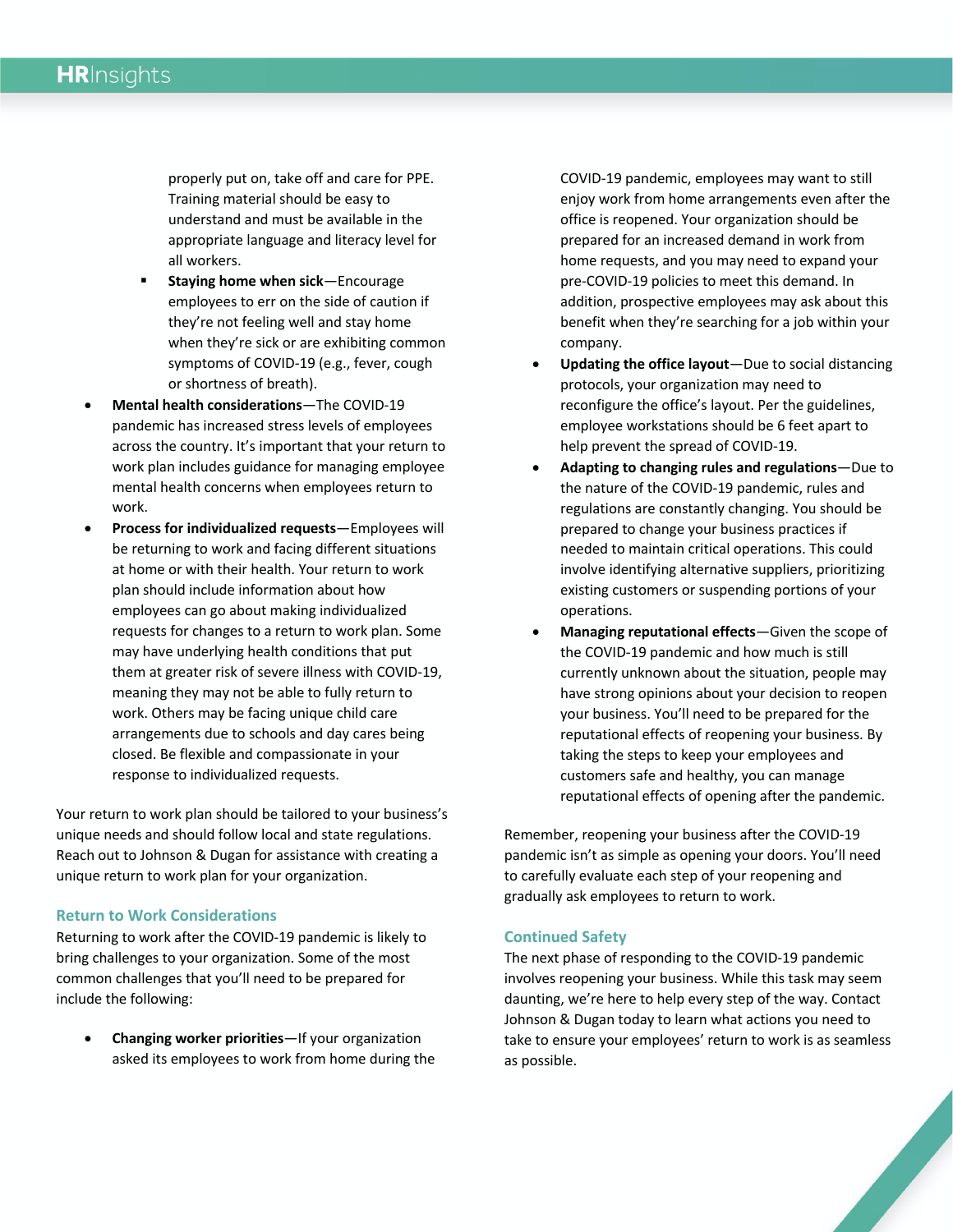properly put on, take off and care for PPE. Training material should be easy to understand and must be available in the appropriate language and literacy level for all workers.
   - **Staying home when sick**—Encourage employees to err on the side of caution if they're not feeling well and stay home when they're sick or are exhibiting common symptoms of COVID-19 (e.g., fever, cough or shortness of breath).
- **Mental health considerations**—The COVID-19 pandemic has increased stress levels of employees across the country. It's important that your return to work plan includes guidance for managing employee mental health concerns when employees return to work.
- **Process for individualized requests**—Employees will be returning to work and facing different situations at home or with their health. Your return to work plan should include information about how employees can go about making individualized requests for changes to a return to work plan. Some may have underlying health conditions that put them at greater risk of severe illness with COVID-19, meaning they may not be able to fully return to work. Others may be facing unique child care arrangements due to schools and day cares being closed. Be flexible and compassionate in your response to individualized requests.

Your return to work plan should be tailored to your business's unique needs and should follow local and state regulations. Reach out to Johnson & Dugan for assistance with creating a unique return to work plan for your organization.

### Return to Work Considerations

Returning to work after the COVID-19 pandemic is likely to bring challenges to your organization. Some of the most common challenges that you'll need to be prepared for include the following:

- **Changing worker priorities**—If your organization asked its employees to work from home during the COVID-19 pandemic, employees may want to still enjoy work from home arrangements even after the office is reopened. Your organization should be prepared for an increased demand in work from home requests, and you may need to expand your pre-COVID-19 policies to meet this demand. In addition, prospective employees may ask about this benefit when they're searching for a job within your company.
- **Updating the office layout**—Due to social distancing protocols, your organization may need to reconfigure the office's layout. Per the guidelines, employee workstations should be 6 feet apart to help prevent the spread of COVID-19.
- **Adapting to changing rules and regulations**—Due to the nature of the COVID-19 pandemic, rules and regulations are constantly changing. You should be prepared to change your business practices if needed to maintain critical operations. This could involve identifying alternative suppliers, prioritizing existing customers or suspending portions of your operations.
- **Managing reputational effects**—Given the scope of the COVID-19 pandemic and how much is still currently unknown about the situation, people may have strong opinions about your decision to reopen your business. You'll need to be prepared for the reputational effects of reopening your business. By taking the steps to keep your employees and customers safe and healthy, you can manage reputational effects of opening after the pandemic.

Remember, reopening your business after the COVID-19 pandemic isn't as simple as opening your doors. You'll need to carefully evaluate each step of your reopening and gradually ask employees to return to work.

### Continued Safety

The next phase of responding to the COVID-19 pandemic involves reopening your business. While this task may seem daunting, we're here to help every step of the way. Contact Johnson & Dugan today to learn what actions you need to take to ensure your employees' return to work is as seamless as possible.